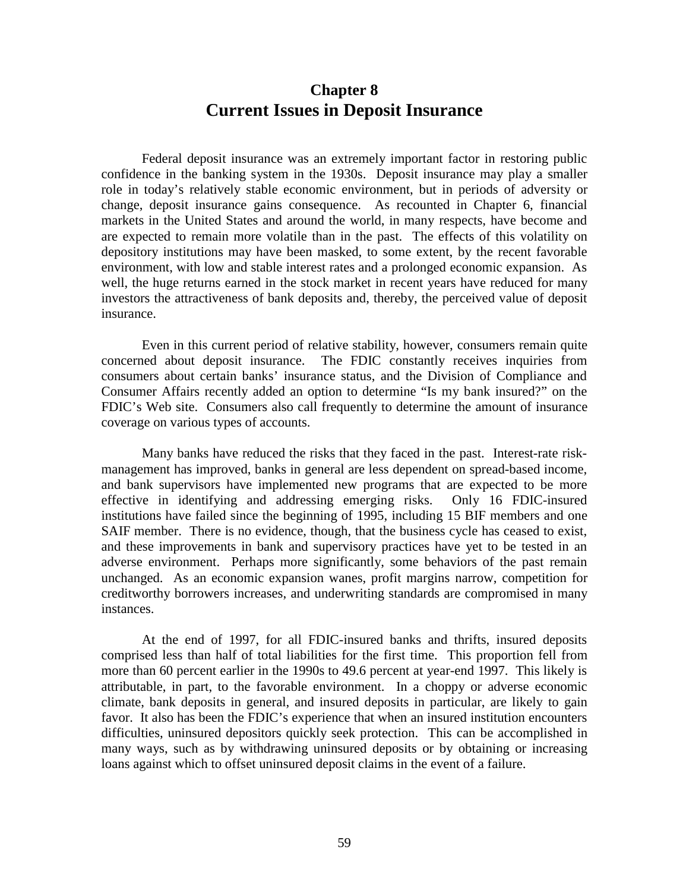# Chapter 8
# Current Issues in Deposit Insurance

Federal deposit insurance was an extremely important factor in restoring public confidence in the banking system in the 1930s. Deposit insurance may play a smaller role in today's relatively stable economic environment, but in periods of adversity or change, deposit insurance gains consequence. As recounted in Chapter 6, financial markets in the United States and around the world, in many respects, have become and are expected to remain more volatile than in the past. The effects of this volatility on depository institutions may have been masked, to some extent, by the recent favorable environment, with low and stable interest rates and a prolonged economic expansion. As well, the huge returns earned in the stock market in recent years have reduced for many investors the attractiveness of bank deposits and, thereby, the perceived value of deposit insurance.

Even in this current period of relative stability, however, consumers remain quite concerned about deposit insurance. The FDIC constantly receives inquiries from consumers about certain banks' insurance status, and the Division of Compliance and Consumer Affairs recently added an option to determine "Is my bank insured?" on the FDIC's Web site. Consumers also call frequently to determine the amount of insurance coverage on various types of accounts.

Many banks have reduced the risks that they faced in the past. Interest-rate risk-management has improved, banks in general are less dependent on spread-based income, and bank supervisors have implemented new programs that are expected to be more effective in identifying and addressing emerging risks. Only 16 FDIC-insured institutions have failed since the beginning of 1995, including 15 BIF members and one SAIF member. There is no evidence, though, that the business cycle has ceased to exist, and these improvements in bank and supervisory practices have yet to be tested in an adverse environment. Perhaps more significantly, some behaviors of the past remain unchanged. As an economic expansion wanes, profit margins narrow, competition for creditworthy borrowers increases, and underwriting standards are compromised in many instances.

At the end of 1997, for all FDIC-insured banks and thrifts, insured deposits comprised less than half of total liabilities for the first time. This proportion fell from more than 60 percent earlier in the 1990s to 49.6 percent at year-end 1997. This likely is attributable, in part, to the favorable environment. In a choppy or adverse economic climate, bank deposits in general, and insured deposits in particular, are likely to gain favor. It also has been the FDIC's experience that when an insured institution encounters difficulties, uninsured depositors quickly seek protection. This can be accomplished in many ways, such as by withdrawing uninsured deposits or by obtaining or increasing loans against which to offset uninsured deposit claims in the event of a failure.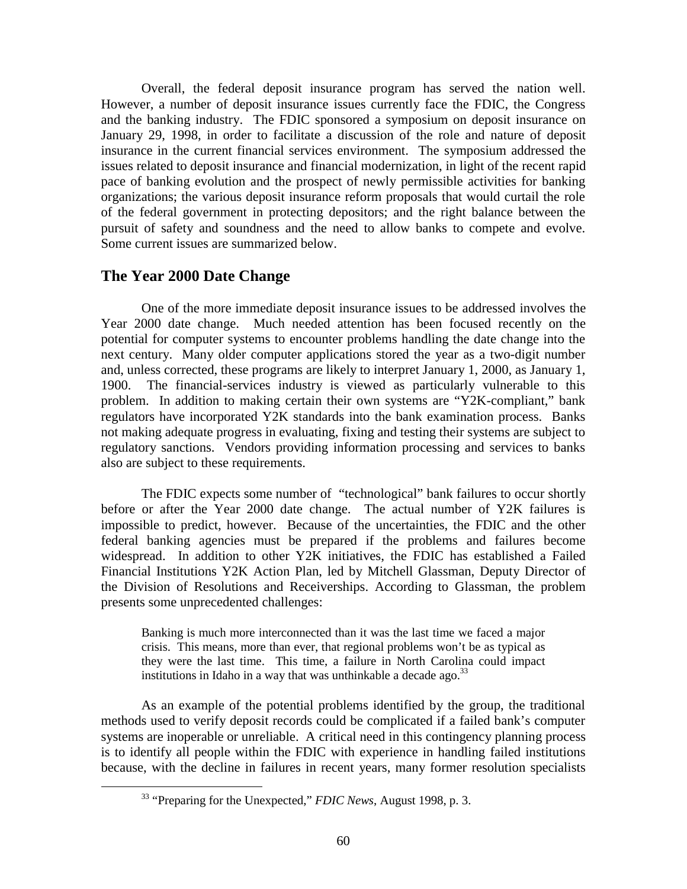Overall, the federal deposit insurance program has served the nation well. However, a number of deposit insurance issues currently face the FDIC, the Congress and the banking industry. The FDIC sponsored a symposium on deposit insurance on January 29, 1998, in order to facilitate a discussion of the role and nature of deposit insurance in the current financial services environment. The symposium addressed the issues related to deposit insurance and financial modernization, in light of the recent rapid pace of banking evolution and the prospect of newly permissible activities for banking organizations; the various deposit insurance reform proposals that would curtail the role of the federal government in protecting depositors; and the right balance between the pursuit of safety and soundness and the need to allow banks to compete and evolve. Some current issues are summarized below.

## The Year 2000 Date Change

One of the more immediate deposit insurance issues to be addressed involves the Year 2000 date change. Much needed attention has been focused recently on the potential for computer systems to encounter problems handling the date change into the next century. Many older computer applications stored the year as a two-digit number and, unless corrected, these programs are likely to interpret January 1, 2000, as January 1, 1900. The financial-services industry is viewed as particularly vulnerable to this problem. In addition to making certain their own systems are "Y2K-compliant," bank regulators have incorporated Y2K standards into the bank examination process. Banks not making adequate progress in evaluating, fixing and testing their systems are subject to regulatory sanctions. Vendors providing information processing and services to banks also are subject to these requirements.

The FDIC expects some number of "technological" bank failures to occur shortly before or after the Year 2000 date change. The actual number of Y2K failures is impossible to predict, however. Because of the uncertainties, the FDIC and the other federal banking agencies must be prepared if the problems and failures become widespread. In addition to other Y2K initiatives, the FDIC has established a Failed Financial Institutions Y2K Action Plan, led by Mitchell Glassman, Deputy Director of the Division of Resolutions and Receiverships. According to Glassman, the problem presents some unprecedented challenges:

> Banking is much more interconnected than it was the last time we faced a major crisis. This means, more than ever, that regional problems won't be as typical as they were the last time. This time, a failure in North Carolina could impact institutions in Idaho in a way that was unthinkable a decade ago.[33]

As an example of the potential problems identified by the group, the traditional methods used to verify deposit records could be complicated if a failed bank's computer systems are inoperable or unreliable. A critical need in this contingency planning process is to identify all people within the FDIC with experience in handling failed institutions because, with the decline in failures in recent years, many former resolution specialists

[33] "Preparing for the Unexpected," *FDIC News*, August 1998, p. 3.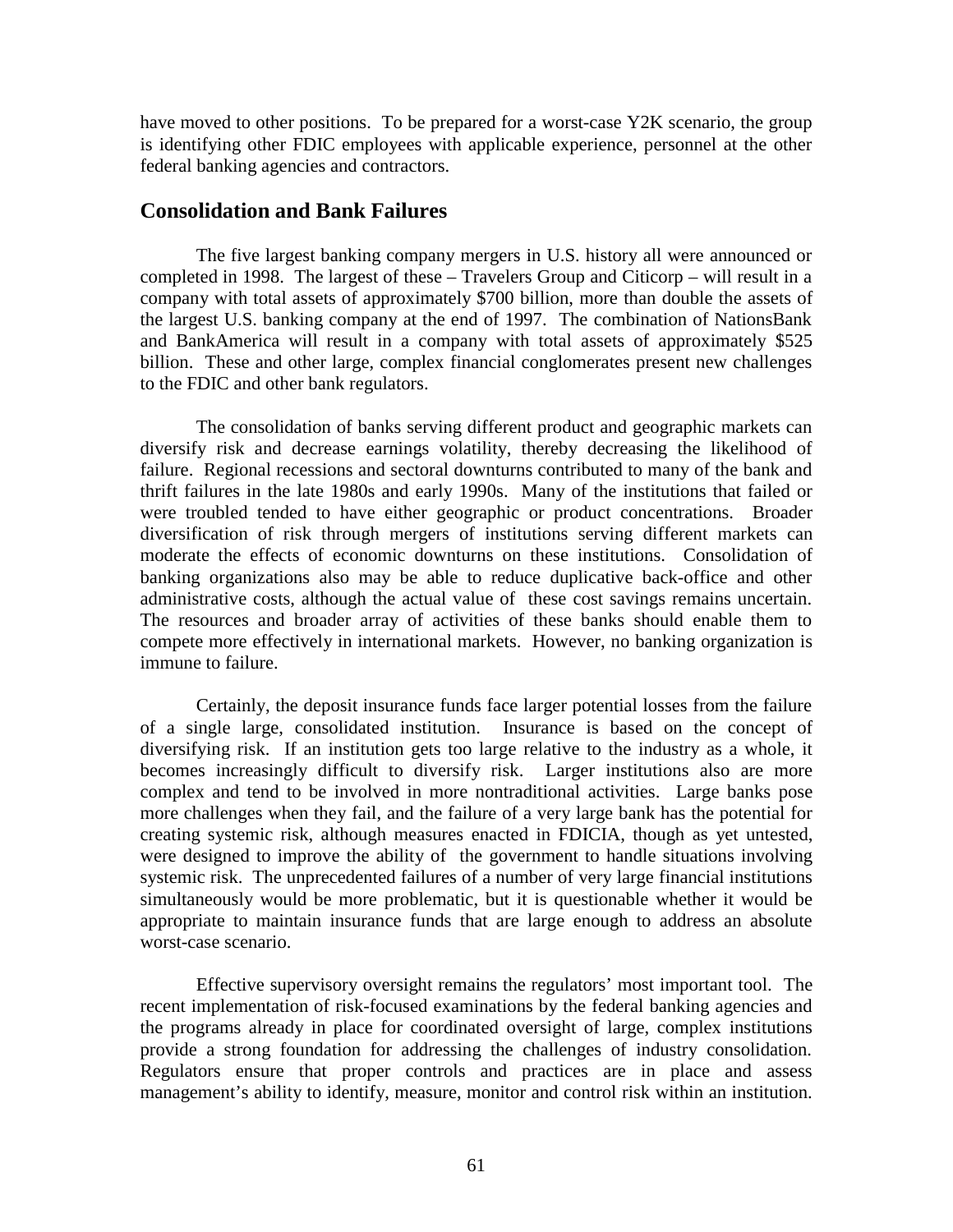have moved to other positions. To be prepared for a worst-case Y2K scenario, the group is identifying other FDIC employees with applicable experience, personnel at the other federal banking agencies and contractors.

## Consolidation and Bank Failures

The five largest banking company mergers in U.S. history all were announced or completed in 1998. The largest of these – Travelers Group and Citicorp – will result in a company with total assets of approximately $700 billion, more than double the assets of the largest U.S. banking company at the end of 1997. The combination of NationsBank and BankAmerica will result in a company with total assets of approximately $525 billion. These and other large, complex financial conglomerates present new challenges to the FDIC and other bank regulators.

The consolidation of banks serving different product and geographic markets can diversify risk and decrease earnings volatility, thereby decreasing the likelihood of failure. Regional recessions and sectoral downturns contributed to many of the bank and thrift failures in the late 1980s and early 1990s. Many of the institutions that failed or were troubled tended to have either geographic or product concentrations. Broader diversification of risk through mergers of institutions serving different markets can moderate the effects of economic downturns on these institutions. Consolidation of banking organizations also may be able to reduce duplicative back-office and other administrative costs, although the actual value of these cost savings remains uncertain. The resources and broader array of activities of these banks should enable them to compete more effectively in international markets. However, no banking organization is immune to failure.

Certainly, the deposit insurance funds face larger potential losses from the failure of a single large, consolidated institution. Insurance is based on the concept of diversifying risk. If an institution gets too large relative to the industry as a whole, it becomes increasingly difficult to diversify risk. Larger institutions also are more complex and tend to be involved in more nontraditional activities. Large banks pose more challenges when they fail, and the failure of a very large bank has the potential for creating systemic risk, although measures enacted in FDICIA, though as yet untested, were designed to improve the ability of the government to handle situations involving systemic risk. The unprecedented failures of a number of very large financial institutions simultaneously would be more problematic, but it is questionable whether it would be appropriate to maintain insurance funds that are large enough to address an absolute worst-case scenario.

Effective supervisory oversight remains the regulators' most important tool. The recent implementation of risk-focused examinations by the federal banking agencies and the programs already in place for coordinated oversight of large, complex institutions provide a strong foundation for addressing the challenges of industry consolidation. Regulators ensure that proper controls and practices are in place and assess management's ability to identify, measure, monitor and control risk within an institution.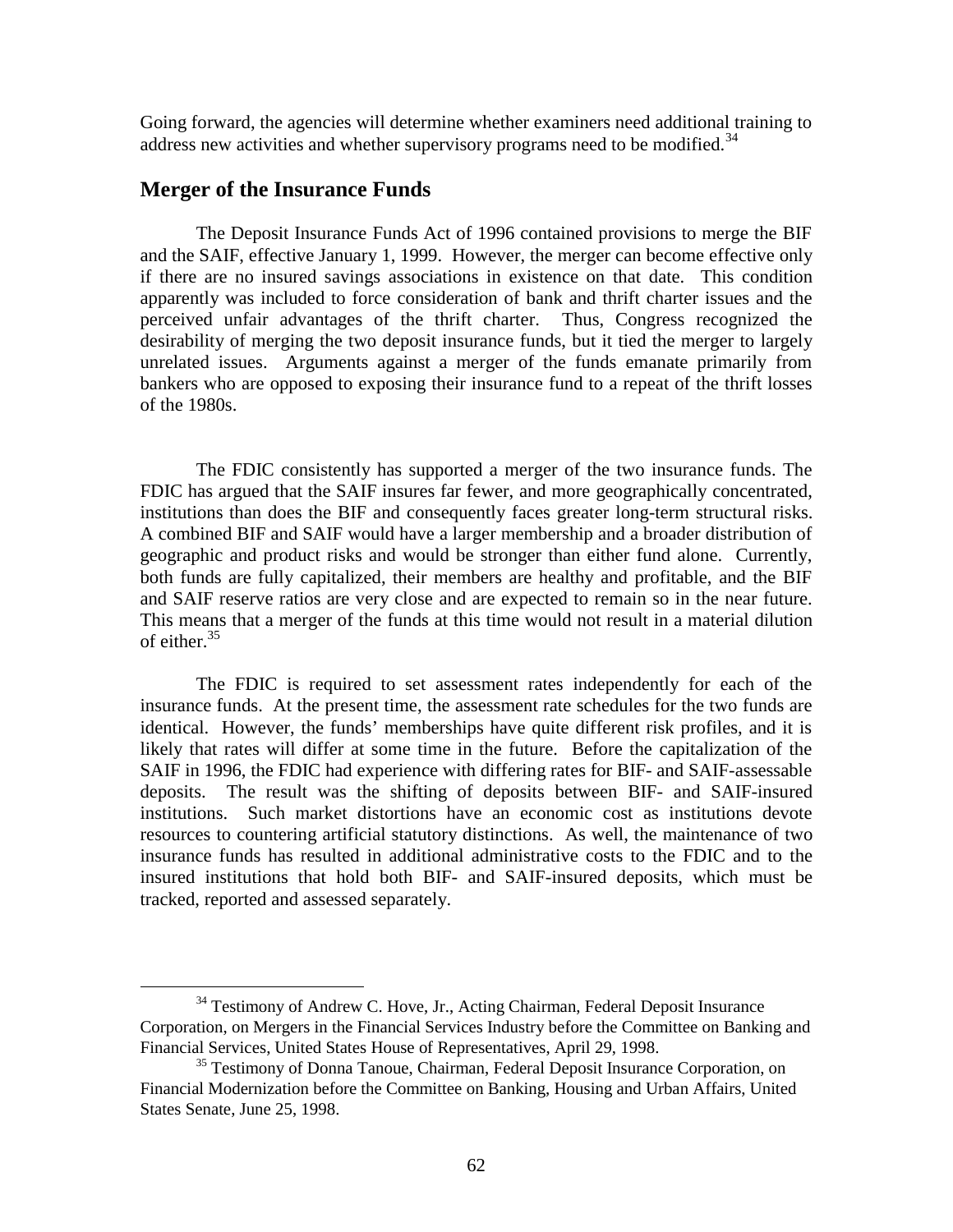Going forward, the agencies will determine whether examiners need additional training to address new activities and whether supervisory programs need to be modified.[34]

## Merger of the Insurance Funds

The Deposit Insurance Funds Act of 1996 contained provisions to merge the BIF and the SAIF, effective January 1, 1999. However, the merger can become effective only if there are no insured savings associations in existence on that date. This condition apparently was included to force consideration of bank and thrift charter issues and the perceived unfair advantages of the thrift charter. Thus, Congress recognized the desirability of merging the two deposit insurance funds, but it tied the merger to largely unrelated issues. Arguments against a merger of the funds emanate primarily from bankers who are opposed to exposing their insurance fund to a repeat of the thrift losses of the 1980s.

The FDIC consistently has supported a merger of the two insurance funds. The FDIC has argued that the SAIF insures far fewer, and more geographically concentrated, institutions than does the BIF and consequently faces greater long-term structural risks. A combined BIF and SAIF would have a larger membership and a broader distribution of geographic and product risks and would be stronger than either fund alone. Currently, both funds are fully capitalized, their members are healthy and profitable, and the BIF and SAIF reserve ratios are very close and are expected to remain so in the near future. This means that a merger of the funds at this time would not result in a material dilution of either.[35]

The FDIC is required to set assessment rates independently for each of the insurance funds. At the present time, the assessment rate schedules for the two funds are identical. However, the funds' memberships have quite different risk profiles, and it is likely that rates will differ at some time in the future. Before the capitalization of the SAIF in 1996, the FDIC had experience with differing rates for BIF- and SAIF-assessable deposits. The result was the shifting of deposits between BIF- and SAIF-insured institutions. Such market distortions have an economic cost as institutions devote resources to countering artificial statutory distinctions. As well, the maintenance of two insurance funds has resulted in additional administrative costs to the FDIC and to the insured institutions that hold both BIF- and SAIF-insured deposits, which must be tracked, reported and assessed separately.

---

[34] Testimony of Andrew C. Hove, Jr., Acting Chairman, Federal Deposit Insurance Corporation, on Mergers in the Financial Services Industry before the Committee on Banking and Financial Services, United States House of Representatives, April 29, 1998.

[35] Testimony of Donna Tanoue, Chairman, Federal Deposit Insurance Corporation, on Financial Modernization before the Committee on Banking, Housing and Urban Affairs, United States Senate, June 25, 1998.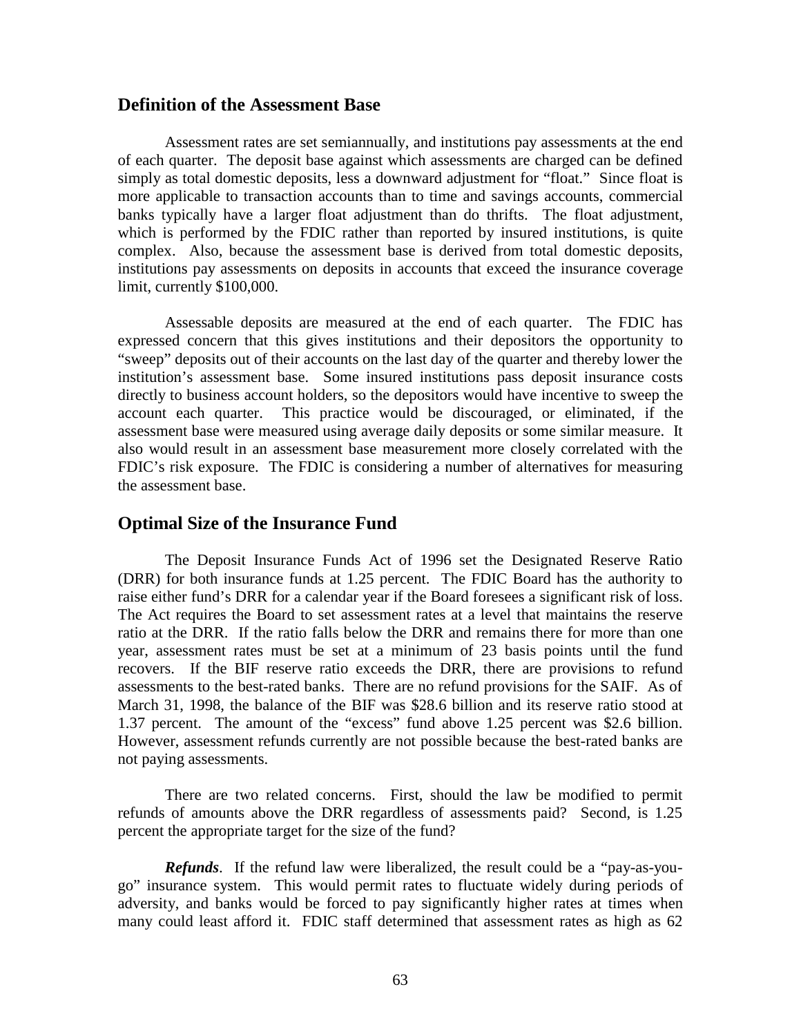## Definition of the Assessment Base

Assessment rates are set semiannually, and institutions pay assessments at the end of each quarter. The deposit base against which assessments are charged can be defined simply as total domestic deposits, less a downward adjustment for "float." Since float is more applicable to transaction accounts than to time and savings accounts, commercial banks typically have a larger float adjustment than do thrifts. The float adjustment, which is performed by the FDIC rather than reported by insured institutions, is quite complex. Also, because the assessment base is derived from total domestic deposits, institutions pay assessments on deposits in accounts that exceed the insurance coverage limit, currently $100,000.

Assessable deposits are measured at the end of each quarter. The FDIC has expressed concern that this gives institutions and their depositors the opportunity to "sweep" deposits out of their accounts on the last day of the quarter and thereby lower the institution's assessment base. Some insured institutions pass deposit insurance costs directly to business account holders, so the depositors would have incentive to sweep the account each quarter. This practice would be discouraged, or eliminated, if the assessment base were measured using average daily deposits or some similar measure. It also would result in an assessment base measurement more closely correlated with the FDIC's risk exposure. The FDIC is considering a number of alternatives for measuring the assessment base.

## Optimal Size of the Insurance Fund

The Deposit Insurance Funds Act of 1996 set the Designated Reserve Ratio (DRR) for both insurance funds at 1.25 percent. The FDIC Board has the authority to raise either fund's DRR for a calendar year if the Board foresees a significant risk of loss. The Act requires the Board to set assessment rates at a level that maintains the reserve ratio at the DRR. If the ratio falls below the DRR and remains there for more than one year, assessment rates must be set at a minimum of 23 basis points until the fund recovers. If the BIF reserve ratio exceeds the DRR, there are provisions to refund assessments to the best-rated banks. There are no refund provisions for the SAIF. As of March 31, 1998, the balance of the BIF was $28.6 billion and its reserve ratio stood at 1.37 percent. The amount of the "excess" fund above 1.25 percent was $2.6 billion. However, assessment refunds currently are not possible because the best-rated banks are not paying assessments.

There are two related concerns. First, should the law be modified to permit refunds of amounts above the DRR regardless of assessments paid? Second, is 1.25 percent the appropriate target for the size of the fund?

***Refunds***. If the refund law were liberalized, the result could be a "pay-as-you-go" insurance system. This would permit rates to fluctuate widely during periods of adversity, and banks would be forced to pay significantly higher rates at times when many could least afford it. FDIC staff determined that assessment rates as high as 62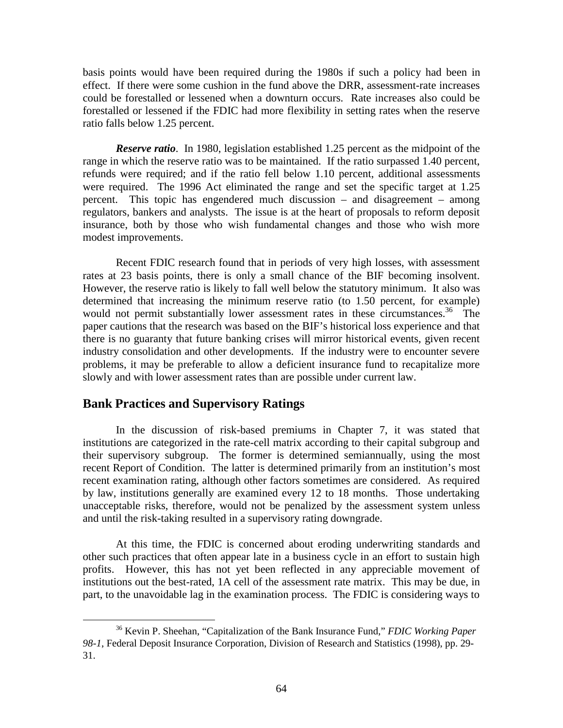basis points would have been required during the 1980s if such a policy had been in effect. If there were some cushion in the fund above the DRR, assessment-rate increases could be forestalled or lessened when a downturn occurs. Rate increases also could be forestalled or lessened if the FDIC had more flexibility in setting rates when the reserve ratio falls below 1.25 percent.

***Reserve ratio***. In 1980, legislation established 1.25 percent as the midpoint of the range in which the reserve ratio was to be maintained. If the ratio surpassed 1.40 percent, refunds were required; and if the ratio fell below 1.10 percent, additional assessments were required. The 1996 Act eliminated the range and set the specific target at 1.25 percent. This topic has engendered much discussion – and disagreement – among regulators, bankers and analysts. The issue is at the heart of proposals to reform deposit insurance, both by those who wish fundamental changes and those who wish more modest improvements.

Recent FDIC research found that in periods of very high losses, with assessment rates at 23 basis points, there is only a small chance of the BIF becoming insolvent. However, the reserve ratio is likely to fall well below the statutory minimum. It also was determined that increasing the minimum reserve ratio (to 1.50 percent, for example) would not permit substantially lower assessment rates in these circumstances.[36] The paper cautions that the research was based on the BIF's historical loss experience and that there is no guaranty that future banking crises will mirror historical events, given recent industry consolidation and other developments. If the industry were to encounter severe problems, it may be preferable to allow a deficient insurance fund to recapitalize more slowly and with lower assessment rates than are possible under current law.

## Bank Practices and Supervisory Ratings

In the discussion of risk-based premiums in Chapter 7, it was stated that institutions are categorized in the rate-cell matrix according to their capital subgroup and their supervisory subgroup. The former is determined semiannually, using the most recent Report of Condition. The latter is determined primarily from an institution's most recent examination rating, although other factors sometimes are considered. As required by law, institutions generally are examined every 12 to 18 months. Those undertaking unacceptable risks, therefore, would not be penalized by the assessment system unless and until the risk-taking resulted in a supervisory rating downgrade.

At this time, the FDIC is concerned about eroding underwriting standards and other such practices that often appear late in a business cycle in an effort to sustain high profits. However, this has not yet been reflected in any appreciable movement of institutions out the best-rated, 1A cell of the assessment rate matrix. This may be due, in part, to the unavoidable lag in the examination process. The FDIC is considering ways to

[36] Kevin P. Sheehan, "Capitalization of the Bank Insurance Fund," *FDIC Working Paper 98-1*, Federal Deposit Insurance Corporation, Division of Research and Statistics (1998), pp. 29-31.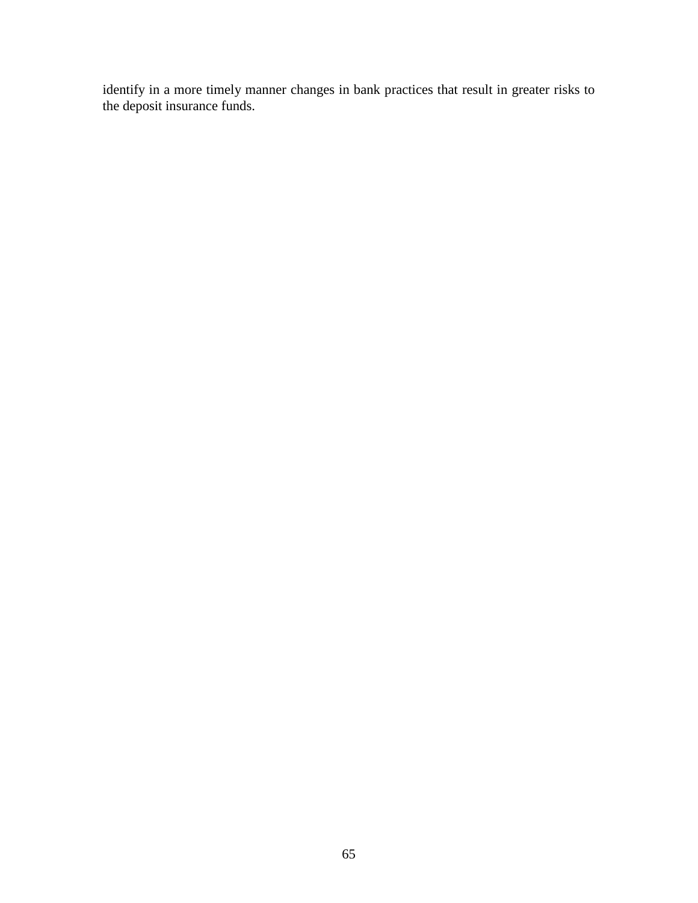identify in a more timely manner changes in bank practices that result in greater risks to the deposit insurance funds.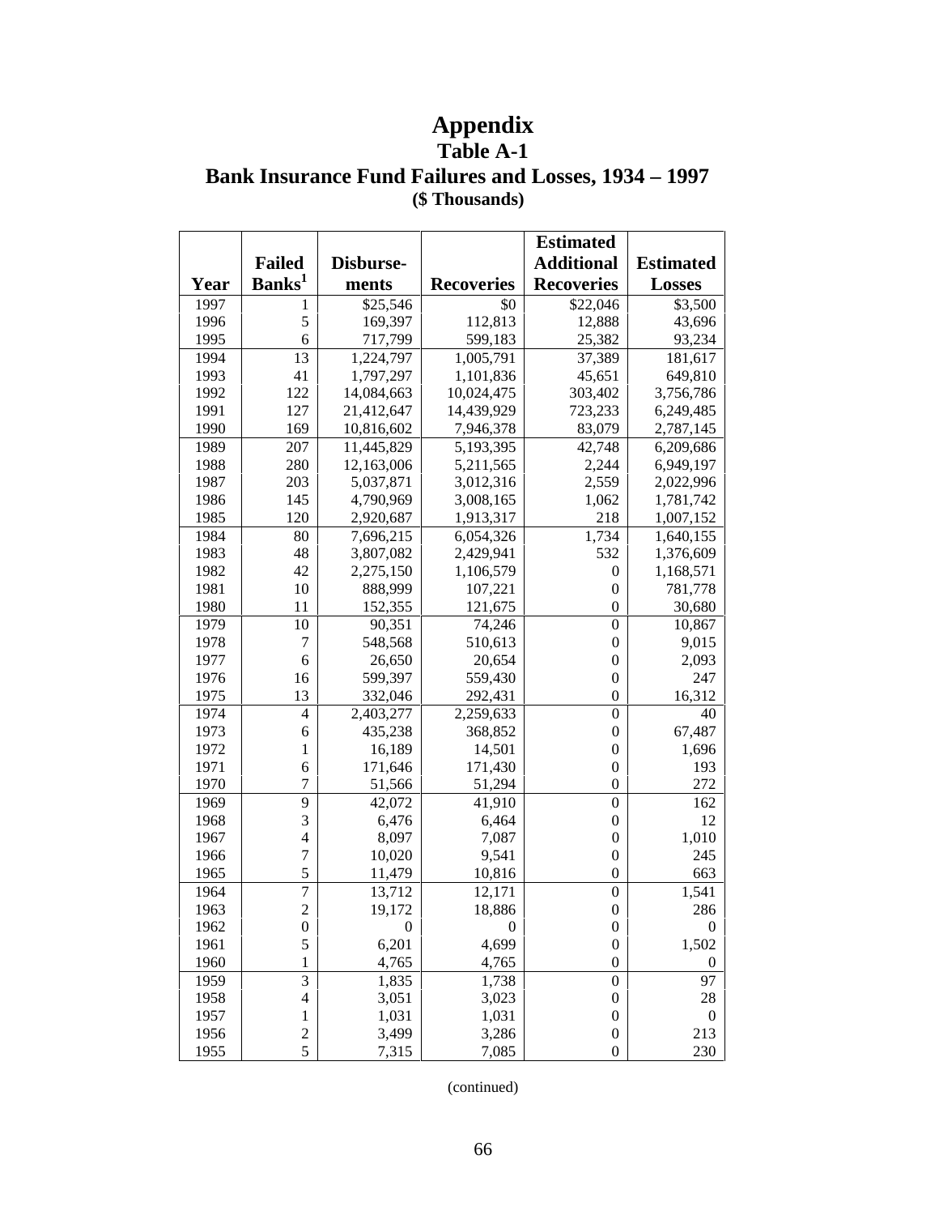# Appendix

## Table A-1

## Bank Insurance Fund Failures and Losses, 1934 – 1997

**($ Thousands)**

| Year | Failed Banks[1] | Disburse-ments | Recoveries | Estimated Additional Recoveries | Estimated Losses |
|---|---|---|---|---|---|
| 1997 | 1 | $25,546 | $0 | $22,046 | $3,500 |
| 1996 | 5 | 169,397 | 112,813 | 12,888 | 43,696 |
| 1995 | 6 | 717,799 | 599,183 | 25,382 | 93,234 |
| 1994 | 13 | 1,224,797 | 1,005,791 | 37,389 | 181,617 |
| 1993 | 41 | 1,797,297 | 1,101,836 | 45,651 | 649,810 |
| 1992 | 122 | 14,084,663 | 10,024,475 | 303,402 | 3,756,786 |
| 1991 | 127 | 21,412,647 | 14,439,929 | 723,233 | 6,249,485 |
| 1990 | 169 | 10,816,602 | 7,946,378 | 83,079 | 2,787,145 |
| 1989 | 207 | 11,445,829 | 5,193,395 | 42,748 | 6,209,686 |
| 1988 | 280 | 12,163,006 | 5,211,565 | 2,244 | 6,949,197 |
| 1987 | 203 | 5,037,871 | 3,012,316 | 2,559 | 2,022,996 |
| 1986 | 145 | 4,790,969 | 3,008,165 | 1,062 | 1,781,742 |
| 1985 | 120 | 2,920,687 | 1,913,317 | 218 | 1,007,152 |
| 1984 | 80 | 7,696,215 | 6,054,326 | 1,734 | 1,640,155 |
| 1983 | 48 | 3,807,082 | 2,429,941 | 532 | 1,376,609 |
| 1982 | 42 | 2,275,150 | 1,106,579 | 0 | 1,168,571 |
| 1981 | 10 | 888,999 | 107,221 | 0 | 781,778 |
| 1980 | 11 | 152,355 | 121,675 | 0 | 30,680 |
| 1979 | 10 | 90,351 | 74,246 | 0 | 10,867 |
| 1978 | 7 | 548,568 | 510,613 | 0 | 9,015 |
| 1977 | 6 | 26,650 | 20,654 | 0 | 2,093 |
| 1976 | 16 | 599,397 | 559,430 | 0 | 247 |
| 1975 | 13 | 332,046 | 292,431 | 0 | 16,312 |
| 1974 | 4 | 2,403,277 | 2,259,633 | 0 | 40 |
| 1973 | 6 | 435,238 | 368,852 | 0 | 67,487 |
| 1972 | 1 | 16,189 | 14,501 | 0 | 1,696 |
| 1971 | 6 | 171,646 | 171,430 | 0 | 193 |
| 1970 | 7 | 51,566 | 51,294 | 0 | 272 |
| 1969 | 9 | 42,072 | 41,910 | 0 | 162 |
| 1968 | 3 | 6,476 | 6,464 | 0 | 12 |
| 1967 | 4 | 8,097 | 7,087 | 0 | 1,010 |
| 1966 | 7 | 10,020 | 9,541 | 0 | 245 |
| 1965 | 5 | 11,479 | 10,816 | 0 | 663 |
| 1964 | 7 | 13,712 | 12,171 | 0 | 1,541 |
| 1963 | 2 | 19,172 | 18,886 | 0 | 286 |
| 1962 | 0 | 0 | 0 | 0 | 0 |
| 1961 | 5 | 6,201 | 4,699 | 0 | 1,502 |
| 1960 | 1 | 4,765 | 4,765 | 0 | 0 |
| 1959 | 3 | 1,835 | 1,738 | 0 | 97 |
| 1958 | 4 | 3,051 | 3,023 | 0 | 28 |
| 1957 | 1 | 1,031 | 1,031 | 0 | 0 |
| 1956 | 2 | 3,499 | 3,286 | 0 | 213 |
| 1955 | 5 | 7,315 | 7,085 | 0 | 230 |

(continued)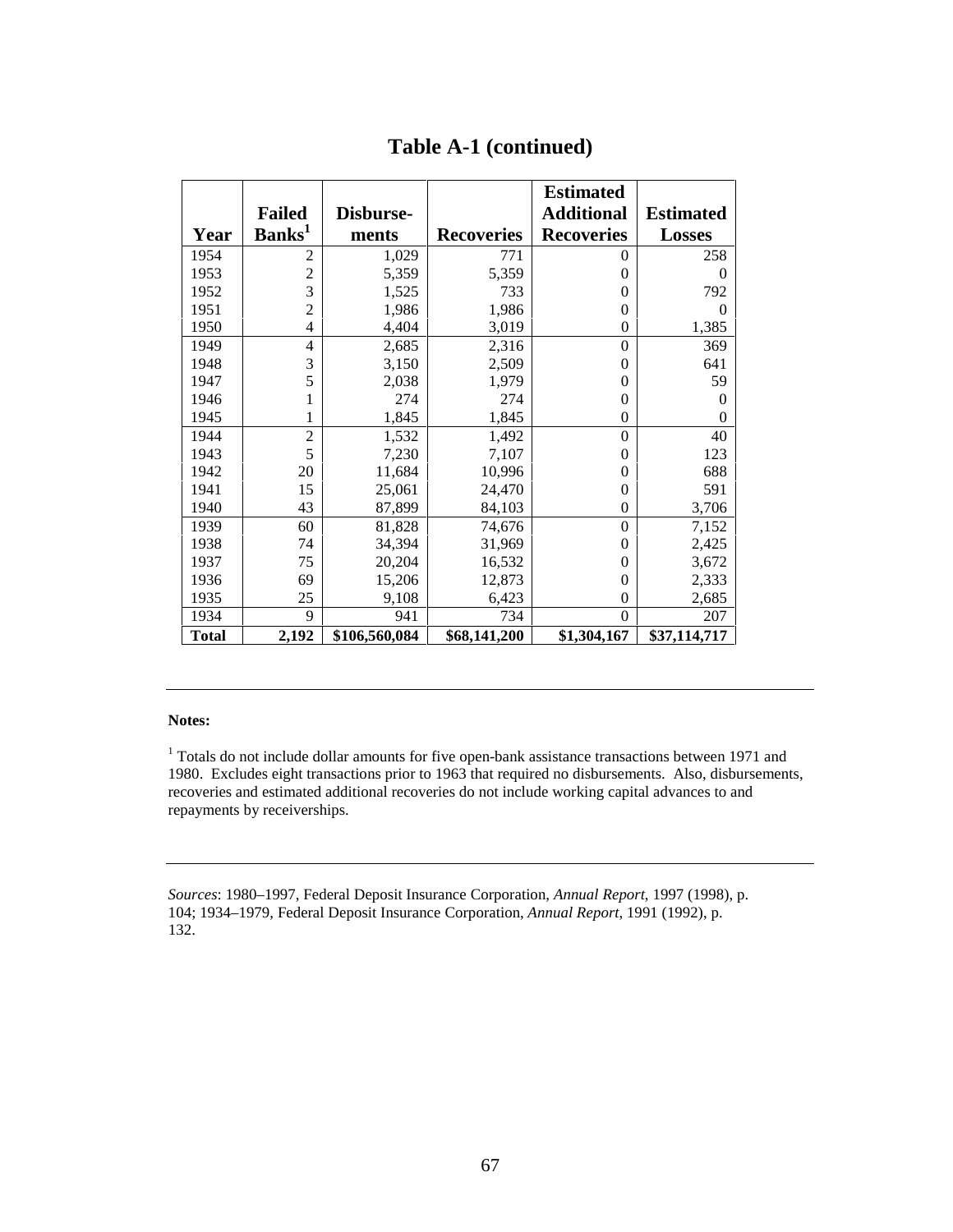## Table A-1 (continued)

| Year | Failed Banks[1] | Disburse-ments | Recoveries | Estimated Additional Recoveries | Estimated Losses |
|---|---|---|---|---|---|
| 1954 | 2 | 1,029 | 771 | 0 | 258 |
| 1953 | 2 | 5,359 | 5,359 | 0 | 0 |
| 1952 | 3 | 1,525 | 733 | 0 | 792 |
| 1951 | 2 | 1,986 | 1,986 | 0 | 0 |
| 1950 | 4 | 4,404 | 3,019 | 0 | 1,385 |
| 1949 | 4 | 2,685 | 2,316 | 0 | 369 |
| 1948 | 3 | 3,150 | 2,509 | 0 | 641 |
| 1947 | 5 | 2,038 | 1,979 | 0 | 59 |
| 1946 | 1 | 274 | 274 | 0 | 0 |
| 1945 | 1 | 1,845 | 1,845 | 0 | 0 |
| 1944 | 2 | 1,532 | 1,492 | 0 | 40 |
| 1943 | 5 | 7,230 | 7,107 | 0 | 123 |
| 1942 | 20 | 11,684 | 10,996 | 0 | 688 |
| 1941 | 15 | 25,061 | 24,470 | 0 | 591 |
| 1940 | 43 | 87,899 | 84,103 | 0 | 3,706 |
| 1939 | 60 | 81,828 | 74,676 | 0 | 7,152 |
| 1938 | 74 | 34,394 | 31,969 | 0 | 2,425 |
| 1937 | 75 | 20,204 | 16,532 | 0 | 3,672 |
| 1936 | 69 | 15,206 | 12,873 | 0 | 2,333 |
| 1935 | 25 | 9,108 | 6,423 | 0 | 2,685 |
| 1934 | 9 | 941 | 734 | 0 | 207 |
| **Total** | **2,192** | **\$106,560,084** | **\$68,141,200** | **\$1,304,167** | **\$37,114,717** |

**Notes:**

[1] Totals do not include dollar amounts for five open-bank assistance transactions between 1971 and 1980. Excludes eight transactions prior to 1963 that required no disbursements. Also, disbursements, recoveries and estimated additional recoveries do not include working capital advances to and repayments by receiverships.

*Sources*: 1980–1997, Federal Deposit Insurance Corporation, *Annual Report*, 1997 (1998), p. 104; 1934–1979, Federal Deposit Insurance Corporation, *Annual Report*, 1991 (1992), p. 132.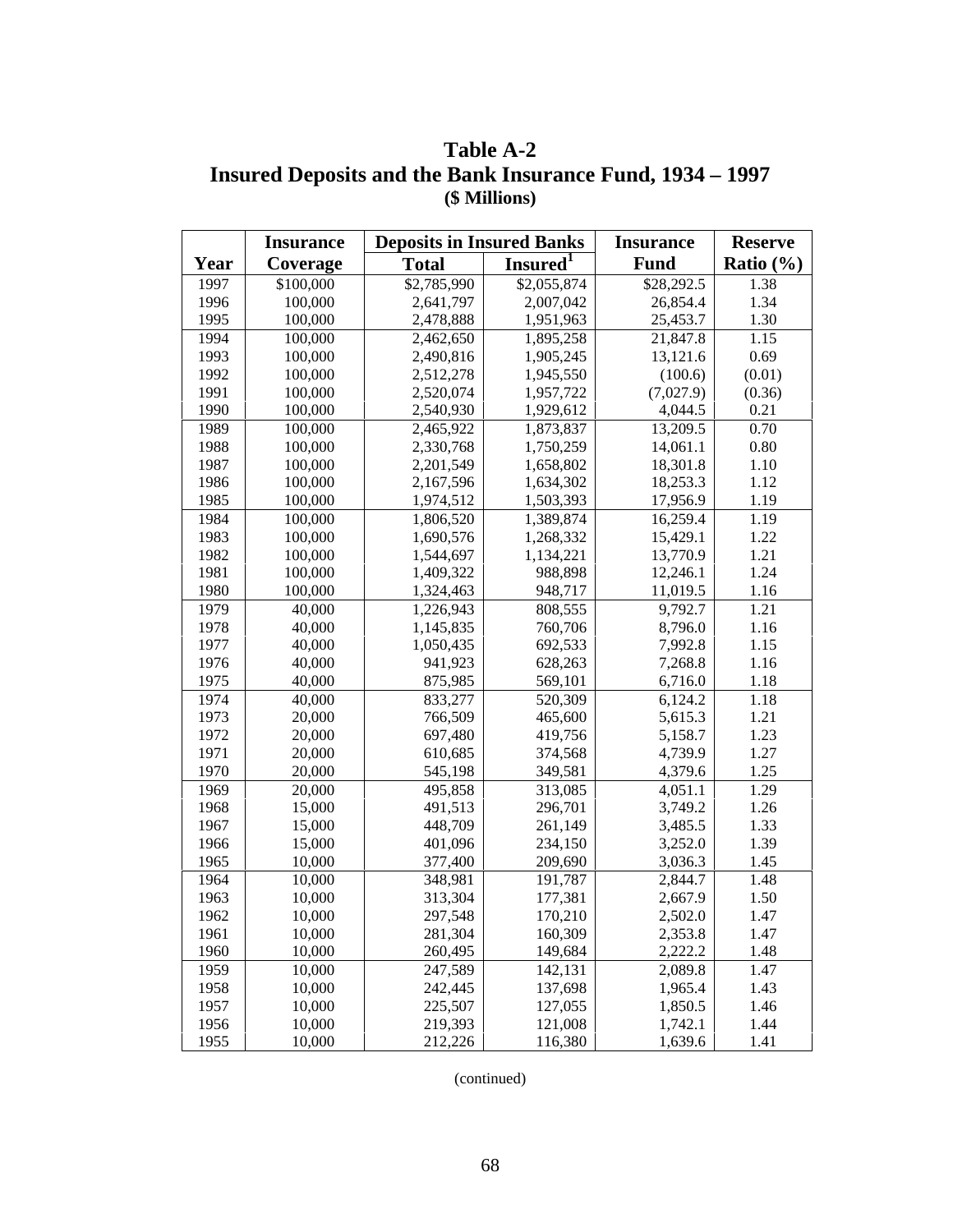# Table A-2
## Insured Deposits and the Bank Insurance Fund, 1934 – 1997
### ($ Millions)

| Year | Insurance Coverage | Deposits in Insured Banks | | Insurance Fund | Reserve Ratio (%) |
|---|---|---|---|---|---|
| | | Total | Insured[1] | | |
| 1997 | $100,000 | $2,785,990 | $2,055,874 | $28,292.5 | 1.38 |
| 1996 | 100,000 | 2,641,797 | 2,007,042 | 26,854.4 | 1.34 |
| 1995 | 100,000 | 2,478,888 | 1,951,963 | 25,453.7 | 1.30 |
| 1994 | 100,000 | 2,462,650 | 1,895,258 | 21,847.8 | 1.15 |
| 1993 | 100,000 | 2,490,816 | 1,905,245 | 13,121.6 | 0.69 |
| 1992 | 100,000 | 2,512,278 | 1,945,550 | (100.6) | (0.01) |
| 1991 | 100,000 | 2,520,074 | 1,957,722 | (7,027.9) | (0.36) |
| 1990 | 100,000 | 2,540,930 | 1,929,612 | 4,044.5 | 0.21 |
| 1989 | 100,000 | 2,465,922 | 1,873,837 | 13,209.5 | 0.70 |
| 1988 | 100,000 | 2,330,768 | 1,750,259 | 14,061.1 | 0.80 |
| 1987 | 100,000 | 2,201,549 | 1,658,802 | 18,301.8 | 1.10 |
| 1986 | 100,000 | 2,167,596 | 1,634,302 | 18,253.3 | 1.12 |
| 1985 | 100,000 | 1,974,512 | 1,503,393 | 17,956.9 | 1.19 |
| 1984 | 100,000 | 1,806,520 | 1,389,874 | 16,259.4 | 1.19 |
| 1983 | 100,000 | 1,690,576 | 1,268,332 | 15,429.1 | 1.22 |
| 1982 | 100,000 | 1,544,697 | 1,134,221 | 13,770.9 | 1.21 |
| 1981 | 100,000 | 1,409,322 | 988,898 | 12,246.1 | 1.24 |
| 1980 | 100,000 | 1,324,463 | 948,717 | 11,019.5 | 1.16 |
| 1979 | 40,000 | 1,226,943 | 808,555 | 9,792.7 | 1.21 |
| 1978 | 40,000 | 1,145,835 | 760,706 | 8,796.0 | 1.16 |
| 1977 | 40,000 | 1,050,435 | 692,533 | 7,992.8 | 1.15 |
| 1976 | 40,000 | 941,923 | 628,263 | 7,268.8 | 1.16 |
| 1975 | 40,000 | 875,985 | 569,101 | 6,716.0 | 1.18 |
| 1974 | 40,000 | 833,277 | 520,309 | 6,124.2 | 1.18 |
| 1973 | 20,000 | 766,509 | 465,600 | 5,615.3 | 1.21 |
| 1972 | 20,000 | 697,480 | 419,756 | 5,158.7 | 1.23 |
| 1971 | 20,000 | 610,685 | 374,568 | 4,739.9 | 1.27 |
| 1970 | 20,000 | 545,198 | 349,581 | 4,379.6 | 1.25 |
| 1969 | 20,000 | 495,858 | 313,085 | 4,051.1 | 1.29 |
| 1968 | 15,000 | 491,513 | 296,701 | 3,749.2 | 1.26 |
| 1967 | 15,000 | 448,709 | 261,149 | 3,485.5 | 1.33 |
| 1966 | 15,000 | 401,096 | 234,150 | 3,252.0 | 1.39 |
| 1965 | 10,000 | 377,400 | 209,690 | 3,036.3 | 1.45 |
| 1964 | 10,000 | 348,981 | 191,787 | 2,844.7 | 1.48 |
| 1963 | 10,000 | 313,304 | 177,381 | 2,667.9 | 1.50 |
| 1962 | 10,000 | 297,548 | 170,210 | 2,502.0 | 1.47 |
| 1961 | 10,000 | 281,304 | 160,309 | 2,353.8 | 1.47 |
| 1960 | 10,000 | 260,495 | 149,684 | 2,222.2 | 1.48 |
| 1959 | 10,000 | 247,589 | 142,131 | 2,089.8 | 1.47 |
| 1958 | 10,000 | 242,445 | 137,698 | 1,965.4 | 1.43 |
| 1957 | 10,000 | 225,507 | 127,055 | 1,850.5 | 1.46 |
| 1956 | 10,000 | 219,393 | 121,008 | 1,742.1 | 1.44 |
| 1955 | 10,000 | 212,226 | 116,380 | 1,639.6 | 1.41 |

(continued)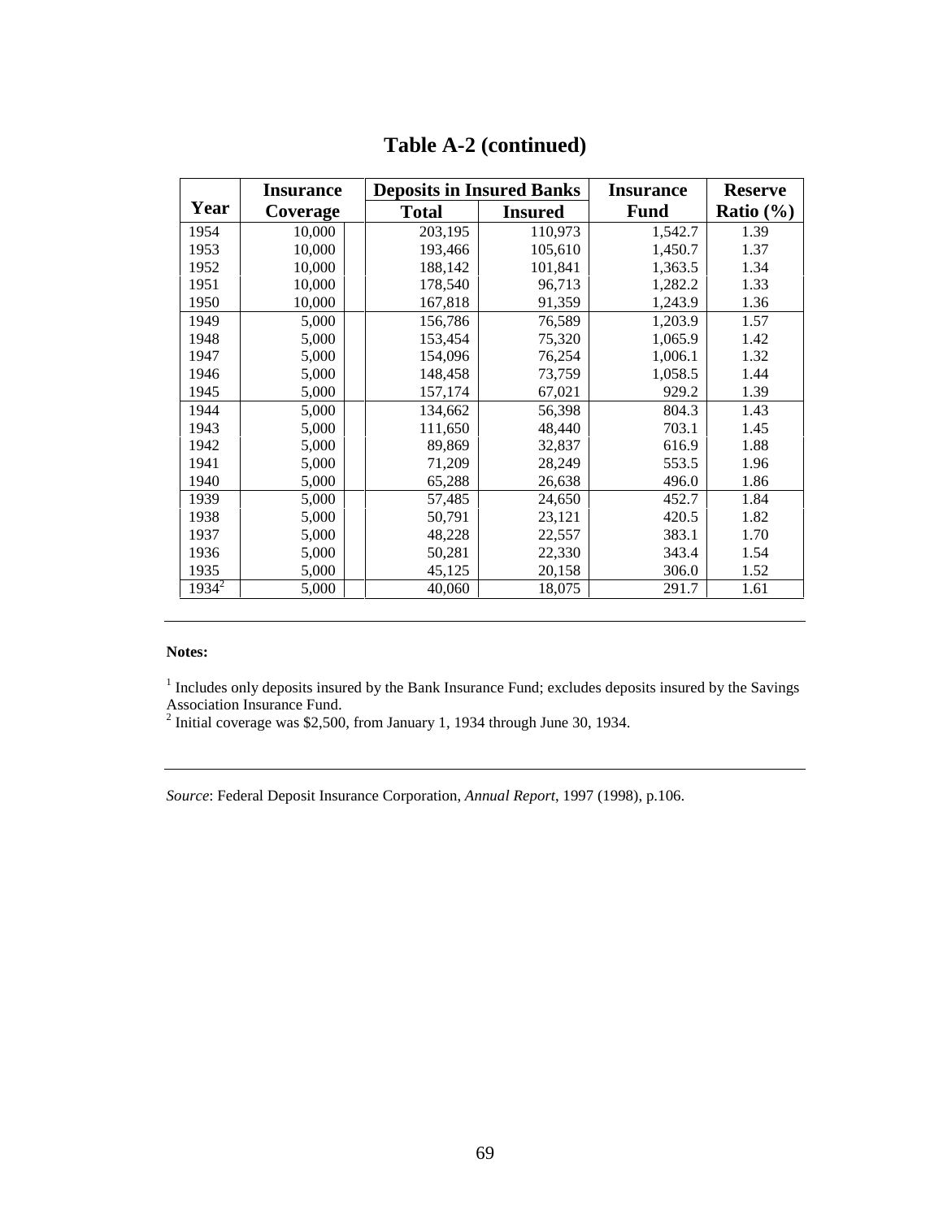## Table A-2 (continued)

| Year | Insurance Coverage | Deposits in Insured Banks | | Insurance Fund | Reserve Ratio (%) |
|---|---|---|---|---|---|
| | | Total | Insured | | |
| 1954 | 10,000 | 203,195 | 110,973 | 1,542.7 | 1.39 |
| 1953 | 10,000 | 193,466 | 105,610 | 1,450.7 | 1.37 |
| 1952 | 10,000 | 188,142 | 101,841 | 1,363.5 | 1.34 |
| 1951 | 10,000 | 178,540 | 96,713 | 1,282.2 | 1.33 |
| 1950 | 10,000 | 167,818 | 91,359 | 1,243.9 | 1.36 |
| 1949 | 5,000 | 156,786 | 76,589 | 1,203.9 | 1.57 |
| 1948 | 5,000 | 153,454 | 75,320 | 1,065.9 | 1.42 |
| 1947 | 5,000 | 154,096 | 76,254 | 1,006.1 | 1.32 |
| 1946 | 5,000 | 148,458 | 73,759 | 1,058.5 | 1.44 |
| 1945 | 5,000 | 157,174 | 67,021 | 929.2 | 1.39 |
| 1944 | 5,000 | 134,662 | 56,398 | 804.3 | 1.43 |
| 1943 | 5,000 | 111,650 | 48,440 | 703.1 | 1.45 |
| 1942 | 5,000 | 89,869 | 32,837 | 616.9 | 1.88 |
| 1941 | 5,000 | 71,209 | 28,249 | 553.5 | 1.96 |
| 1940 | 5,000 | 65,288 | 26,638 | 496.0 | 1.86 |
| 1939 | 5,000 | 57,485 | 24,650 | 452.7 | 1.84 |
| 1938 | 5,000 | 50,791 | 23,121 | 420.5 | 1.82 |
| 1937 | 5,000 | 48,228 | 22,557 | 383.1 | 1.70 |
| 1936 | 5,000 | 50,281 | 22,330 | 343.4 | 1.54 |
| 1935 | 5,000 | 45,125 | 20,158 | 306.0 | 1.52 |
| 1934[2] | 5,000 | 40,060 | 18,075 | 291.7 | 1.61 |

**Notes:**

[1] Includes only deposits insured by the Bank Insurance Fund; excludes deposits insured by the Savings Association Insurance Fund.
[2] Initial coverage was $2,500, from January 1, 1934 through June 30, 1934.

*Source*: Federal Deposit Insurance Corporation, *Annual Report*, 1997 (1998), p.106.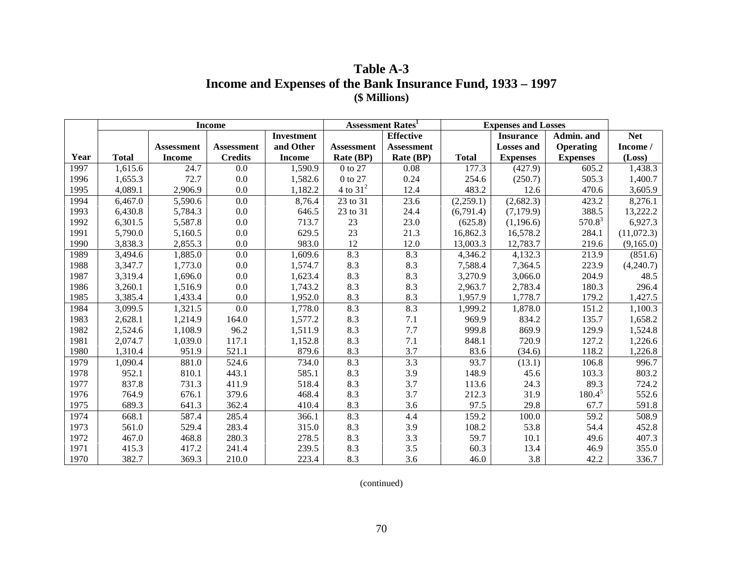# Table A-3
## Income and Expenses of the Bank Insurance Fund, 1933 – 1997
**($ Millions)**

| | Income | | | | Assessment Rates[1] | | Expenses and Losses | | | |
|---|---|---|---|---|---|---|---|---|---|---|
| **Year** | **Total** | **Assessment Income** | **Assessment Credits** | **Investment and Other Income** | **Assessment Rate (BP)** | **Effective Assessment Rate (BP)** | **Total** | **Insurance Losses and Expenses** | **Admin. and Operating Expenses** | **Net Income / (Loss)** |
| 1997 | 1,615.6 | 24.7 | 0.0 | 1,590.9 | 0 to 27 | 0.08 | 177.3 | (427.9) | 605.2 | 1,438.3 |
| 1996 | 1,655.3 | 72.7 | 0.0 | 1,582.6 | 0 to 27 | 0.24 | 254.6 | (250.7) | 505.3 | 1,400.7 |
| 1995 | 4,089.1 | 2,906.9 | 0.0 | 1,182.2 | 4 to 31[2] | 12.4 | 483.2 | 12.6 | 470.6 | 3,605.9 |
| 1994 | 6,467.0 | 5,590.6 | 0.0 | 8,76.4 | 23 to 31 | 23.6 | (2,259.1) | (2,682.3) | 423.2 | 8,276.1 |
| 1993 | 6,430.8 | 5,784.3 | 0.0 | 646.5 | 23 to 31 | 24.4 | (6,791.4) | (7,179.9) | 388.5 | 13,222.2 |
| 1992 | 6,301.5 | 5,587.8 | 0.0 | 713.7 | 23 | 23.0 | (625.8) | (1,196.6) | 570.8[3] | 6,927.3 |
| 1991 | 5,790.0 | 5,160.5 | 0.0 | 629.5 | 23 | 21.3 | 16,862.3 | 16,578.2 | 284.1 | (11,072.3) |
| 1990 | 3,838.3 | 2,855.3 | 0.0 | 983.0 | 12 | 12.0 | 13,003.3 | 12,783.7 | 219.6 | (9,165.0) |
| 1989 | 3,494.6 | 1,885.0 | 0.0 | 1,609.6 | 8.3 | 8.3 | 4,346.2 | 4,132.3 | 213.9 | (851.6) |
| 1988 | 3,347.7 | 1,773.0 | 0.0 | 1,574.7 | 8.3 | 8.3 | 7,588.4 | 7,364.5 | 223.9 | (4,240.7) |
| 1987 | 3,319.4 | 1,696.0 | 0.0 | 1,623.4 | 8.3 | 8.3 | 3,270.9 | 3,066.0 | 204.9 | 48.5 |
| 1986 | 3,260.1 | 1,516.9 | 0.0 | 1,743.2 | 8.3 | 8.3 | 2,963.7 | 2,783.4 | 180.3 | 296.4 |
| 1985 | 3,385.4 | 1,433.4 | 0.0 | 1,952.0 | 8.3 | 8.3 | 1,957.9 | 1,778.7 | 179.2 | 1,427.5 |
| 1984 | 3,099.5 | 1,321.5 | 0.0 | 1,778.0 | 8.3 | 8.3 | 1,999.2 | 1,878.0 | 151.2 | 1,100.3 |
| 1983 | 2,628.1 | 1,214.9 | 164.0 | 1,577.2 | 8.3 | 7.1 | 969.9 | 834.2 | 135.7 | 1,658.2 |
| 1982 | 2,524.6 | 1,108.9 | 96.2 | 1,511.9 | 8.3 | 7.7 | 999.8 | 869.9 | 129.9 | 1,524.8 |
| 1981 | 2,074.7 | 1,039.0 | 117.1 | 1,152.8 | 8.3 | 7.1 | 848.1 | 720.9 | 127.2 | 1,226.6 |
| 1980 | 1,310.4 | 951.9 | 521.1 | 879.6 | 8.3 | 3.7 | 83.6 | (34.6) | 118.2 | 1,226.8 |
| 1979 | 1,090.4 | 881.0 | 524.6 | 734.0 | 8.3 | 3.3 | 93.7 | (13.1) | 106.8 | 996.7 |
| 1978 | 952.1 | 810.1 | 443.1 | 585.1 | 8.3 | 3.9 | 148.9 | 45.6 | 103.3 | 803.2 |
| 1977 | 837.8 | 731.3 | 411.9 | 518.4 | 8.3 | 3.7 | 113.6 | 24.3 | 89.3 | 724.2 |
| 1976 | 764.9 | 676.1 | 379.6 | 468.4 | 8.3 | 3.7 | 212.3 | 31.9 | 180.4[5] | 552.6 |
| 1975 | 689.3 | 641.3 | 362.4 | 410.4 | 8.3 | 3.6 | 97.5 | 29.8 | 67.7 | 591.8 |
| 1974 | 668.1 | 587.4 | 285.4 | 366.1 | 8.3 | 4.4 | 159.2 | 100.0 | 59.2 | 508.9 |
| 1973 | 561.0 | 529.4 | 283.4 | 315.0 | 8.3 | 3.9 | 108.2 | 53.8 | 54.4 | 452.8 |
| 1972 | 467.0 | 468.8 | 280.3 | 278.5 | 8.3 | 3.3 | 59.7 | 10.1 | 49.6 | 407.3 |
| 1971 | 415.3 | 417.2 | 241.4 | 239.5 | 8.3 | 3.5 | 60.3 | 13.4 | 46.9 | 355.0 |
| 1970 | 382.7 | 369.3 | 210.0 | 223.4 | 8.3 | 3.6 | 46.0 | 3.8 | 42.2 | 336.7 |

(continued)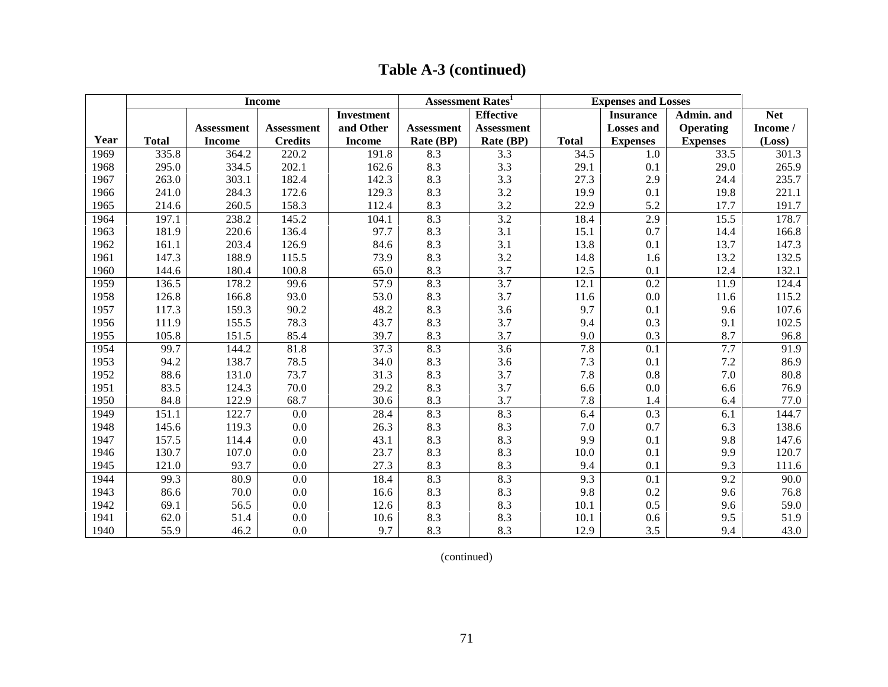# Table A-3 (continued)

| Year | Income | | | | Assessment Rates[1] | | Expenses and Losses | | | |
|---|---|---|---|---|---|---|---|---|---|---|
| | Total | Assessment Income | Assessment Credits | Investment and Other Income | Assessment Rate (BP) | Effective Assessment Rate (BP) | Total | Insurance Losses and Expenses | Admin. and Operating Expenses | Net Income / (Loss) |
| 1969 | 335.8 | 364.2 | 220.2 | 191.8 | 8.3 | 3.3 | 34.5 | 1.0 | 33.5 | 301.3 |
| 1968 | 295.0 | 334.5 | 202.1 | 162.6 | 8.3 | 3.3 | 29.1 | 0.1 | 29.0 | 265.9 |
| 1967 | 263.0 | 303.1 | 182.4 | 142.3 | 8.3 | 3.3 | 27.3 | 2.9 | 24.4 | 235.7 |
| 1966 | 241.0 | 284.3 | 172.6 | 129.3 | 8.3 | 3.2 | 19.9 | 0.1 | 19.8 | 221.1 |
| 1965 | 214.6 | 260.5 | 158.3 | 112.4 | 8.3 | 3.2 | 22.9 | 5.2 | 17.7 | 191.7 |
| 1964 | 197.1 | 238.2 | 145.2 | 104.1 | 8.3 | 3.2 | 18.4 | 2.9 | 15.5 | 178.7 |
| 1963 | 181.9 | 220.6 | 136.4 | 97.7 | 8.3 | 3.1 | 15.1 | 0.7 | 14.4 | 166.8 |
| 1962 | 161.1 | 203.4 | 126.9 | 84.6 | 8.3 | 3.1 | 13.8 | 0.1 | 13.7 | 147.3 |
| 1961 | 147.3 | 188.9 | 115.5 | 73.9 | 8.3 | 3.2 | 14.8 | 1.6 | 13.2 | 132.5 |
| 1960 | 144.6 | 180.4 | 100.8 | 65.0 | 8.3 | 3.7 | 12.5 | 0.1 | 12.4 | 132.1 |
| 1959 | 136.5 | 178.2 | 99.6 | 57.9 | 8.3 | 3.7 | 12.1 | 0.2 | 11.9 | 124.4 |
| 1958 | 126.8 | 166.8 | 93.0 | 53.0 | 8.3 | 3.7 | 11.6 | 0.0 | 11.6 | 115.2 |
| 1957 | 117.3 | 159.3 | 90.2 | 48.2 | 8.3 | 3.6 | 9.7 | 0.1 | 9.6 | 107.6 |
| 1956 | 111.9 | 155.5 | 78.3 | 43.7 | 8.3 | 3.7 | 9.4 | 0.3 | 9.1 | 102.5 |
| 1955 | 105.8 | 151.5 | 85.4 | 39.7 | 8.3 | 3.7 | 9.0 | 0.3 | 8.7 | 96.8 |
| 1954 | 99.7 | 144.2 | 81.8 | 37.3 | 8.3 | 3.6 | 7.8 | 0.1 | 7.7 | 91.9 |
| 1953 | 94.2 | 138.7 | 78.5 | 34.0 | 8.3 | 3.6 | 7.3 | 0.1 | 7.2 | 86.9 |
| 1952 | 88.6 | 131.0 | 73.7 | 31.3 | 8.3 | 3.7 | 7.8 | 0.8 | 7.0 | 80.8 |
| 1951 | 83.5 | 124.3 | 70.0 | 29.2 | 8.3 | 3.7 | 6.6 | 0.0 | 6.6 | 76.9 |
| 1950 | 84.8 | 122.9 | 68.7 | 30.6 | 8.3 | 3.7 | 7.8 | 1.4 | 6.4 | 77.0 |
| 1949 | 151.1 | 122.7 | 0.0 | 28.4 | 8.3 | 8.3 | 6.4 | 0.3 | 6.1 | 144.7 |
| 1948 | 145.6 | 119.3 | 0.0 | 26.3 | 8.3 | 8.3 | 7.0 | 0.7 | 6.3 | 138.6 |
| 1947 | 157.5 | 114.4 | 0.0 | 43.1 | 8.3 | 8.3 | 9.9 | 0.1 | 9.8 | 147.6 |
| 1946 | 130.7 | 107.0 | 0.0 | 23.7 | 8.3 | 8.3 | 10.0 | 0.1 | 9.9 | 120.7 |
| 1945 | 121.0 | 93.7 | 0.0 | 27.3 | 8.3 | 8.3 | 9.4 | 0.1 | 9.3 | 111.6 |
| 1944 | 99.3 | 80.9 | 0.0 | 18.4 | 8.3 | 8.3 | 9.3 | 0.1 | 9.2 | 90.0 |
| 1943 | 86.6 | 70.0 | 0.0 | 16.6 | 8.3 | 8.3 | 9.8 | 0.2 | 9.6 | 76.8 |
| 1942 | 69.1 | 56.5 | 0.0 | 12.6 | 8.3 | 8.3 | 10.1 | 0.5 | 9.6 | 59.0 |
| 1941 | 62.0 | 51.4 | 0.0 | 10.6 | 8.3 | 8.3 | 10.1 | 0.6 | 9.5 | 51.9 |
| 1940 | 55.9 | 46.2 | 0.0 | 9.7 | 8.3 | 8.3 | 12.9 | 3.5 | 9.4 | 43.0 |

(continued)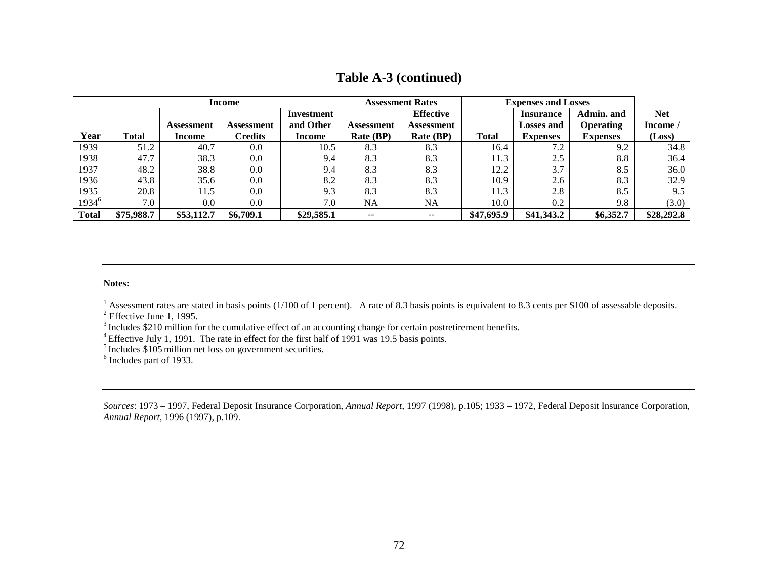## Table A-3 (continued)

| | Income | | | | Assessment Rates | | Expenses and Losses | | | |
|---|---|---|---|---|---|---|---|---|---|---|
| Year | Total | Assessment Income | Assessment Credits | Investment and Other Income | Assessment Rate (BP) | Effective Assessment Rate (BP) | Total | Insurance Losses and Expenses | Admin. and Operating Expenses | Net Income / (Loss) |
| 1939 | 51.2 | 40.7 | 0.0 | 10.5 | 8.3 | 8.3 | 16.4 | 7.2 | 9.2 | 34.8 |
| 1938 | 47.7 | 38.3 | 0.0 | 9.4 | 8.3 | 8.3 | 11.3 | 2.5 | 8.8 | 36.4 |
| 1937 | 48.2 | 38.8 | 0.0 | 9.4 | 8.3 | 8.3 | 12.2 | 3.7 | 8.5 | 36.0 |
| 1936 | 43.8 | 35.6 | 0.0 | 8.2 | 8.3 | 8.3 | 10.9 | 2.6 | 8.3 | 32.9 |
| 1935 | 20.8 | 11.5 | 0.0 | 9.3 | 8.3 | 8.3 | 11.3 | 2.8 | 8.5 | 9.5 |
| 1934[6] | 7.0 | 0.0 | 0.0 | 7.0 | NA | NA | 10.0 | 0.2 | 9.8 | (3.0) |
| **Total** | **$75,988.7** | **$53,112.7** | **$6,709.1** | **$29,585.1** | -- | -- | **$47,695.9** | **$41,343.2** | **$6,352.7** | **$28,292.8** |

**Notes:**

[1] Assessment rates are stated in basis points (1/100 of 1 percent). A rate of 8.3 basis points is equivalent to 8.3 cents per $100 of assessable deposits.
[2] Effective June 1, 1995.
[3] Includes $210 million for the cumulative effect of an accounting change for certain postretirement benefits.
[4] Effective July 1, 1991. The rate in effect for the first half of 1991 was 19.5 basis points.
[5] Includes $105 million net loss on government securities.
[6] Includes part of 1933.

*Sources*: 1973 – 1997, Federal Deposit Insurance Corporation, *Annual Report*, 1997 (1998), p.105; 1933 – 1972, Federal Deposit Insurance Corporation, *Annual Report*, 1996 (1997), p.109.